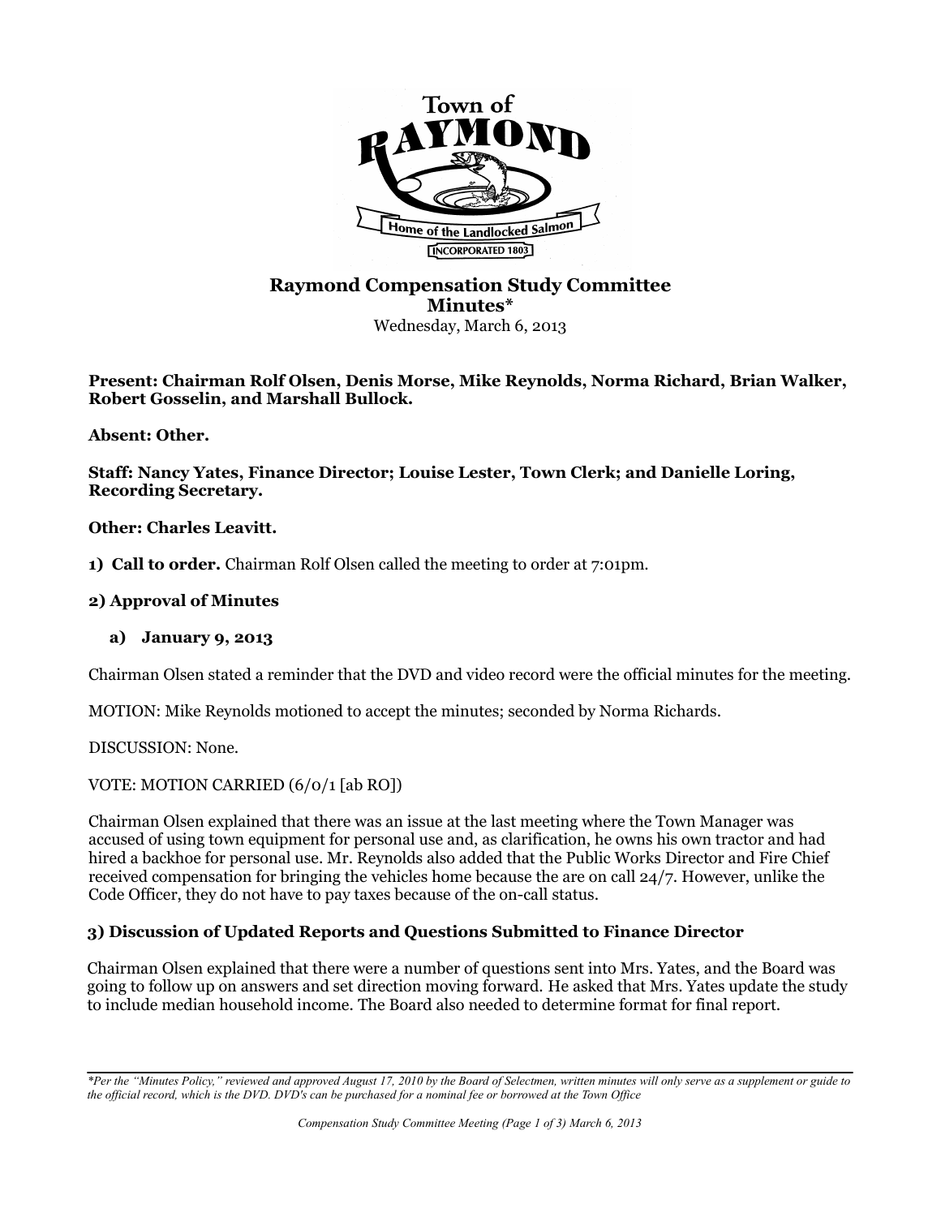Town of RAYMOND

Home of the Landlocked Salmon

INCORPORATED 1803

# Raymond Compensation Study Committee
## Minutes*

Wednesday, March 6, 2013

**Present: Chairman Rolf Olsen, Denis Morse, Mike Reynolds, Norma Richard, Brian Walker, Robert Gosselin, and Marshall Bullock.**

**Absent: Other.**

**Staff: Nancy Yates, Finance Director; Louise Lester, Town Clerk; and Danielle Loring, Recording Secretary.**

**Other: Charles Leavitt.**

**1) Call to order.** Chairman Rolf Olsen called the meeting to order at 7:01pm.

**2) Approval of Minutes**

**a) January 9, 2013**

Chairman Olsen stated a reminder that the DVD and video record were the official minutes for the meeting.

MOTION: Mike Reynolds motioned to accept the minutes; seconded by Norma Richards.

DISCUSSION: None.

VOTE: MOTION CARRIED (6/0/1 [ab RO])

Chairman Olsen explained that there was an issue at the last meeting where the Town Manager was accused of using town equipment for personal use and, as clarification, he owns his own tractor and had hired a backhoe for personal use. Mr. Reynolds also added that the Public Works Director and Fire Chief received compensation for bringing the vehicles home because the are on call 24/7. However, unlike the Code Officer, they do not have to pay taxes because of the on-call status.

**3) Discussion of Updated Reports and Questions Submitted to Finance Director**

Chairman Olsen explained that there were a number of questions sent into Mrs. Yates, and the Board was going to follow up on answers and set direction moving forward. He asked that Mrs. Yates update the study to include median household income. The Board also needed to determine format for final report.

*\*Per the "Minutes Policy," reviewed and approved August 17, 2010 by the Board of Selectmen, written minutes will only serve as a supplement or guide to the official record, which is the DVD. DVD's can be purchased for a nominal fee or borrowed at the Town Office*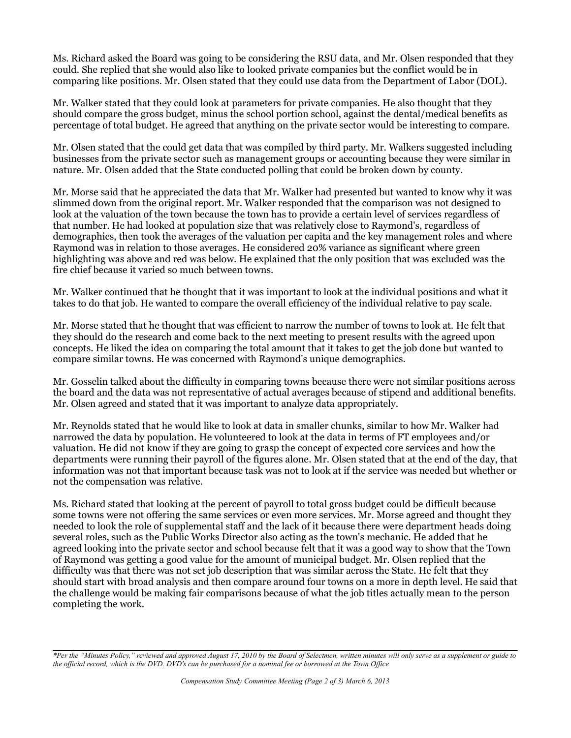Ms. Richard asked the Board was going to be considering the RSU data, and Mr. Olsen responded that they could. She replied that she would also like to looked private companies but the conflict would be in comparing like positions. Mr. Olsen stated that they could use data from the Department of Labor (DOL).

Mr. Walker stated that they could look at parameters for private companies. He also thought that they should compare the gross budget, minus the school portion school, against the dental/medical benefits as percentage of total budget. He agreed that anything on the private sector would be interesting to compare.

Mr. Olsen stated that the could get data that was compiled by third party. Mr. Walkers suggested including businesses from the private sector such as management groups or accounting because they were similar in nature. Mr. Olsen added that the State conducted polling that could be broken down by county.

Mr. Morse said that he appreciated the data that Mr. Walker had presented but wanted to know why it was slimmed down from the original report. Mr. Walker responded that the comparison was not designed to look at the valuation of the town because the town has to provide a certain level of services regardless of that number. He had looked at population size that was relatively close to Raymond's, regardless of demographics, then took the averages of the valuation per capita and the key management roles and where Raymond was in relation to those averages. He considered 20% variance as significant where green highlighting was above and red was below. He explained that the only position that was excluded was the fire chief because it varied so much between towns.

Mr. Walker continued that he thought that it was important to look at the individual positions and what it takes to do that job. He wanted to compare the overall efficiency of the individual relative to pay scale.

Mr. Morse stated that he thought that was efficient to narrow the number of towns to look at. He felt that they should do the research and come back to the next meeting to present results with the agreed upon concepts. He liked the idea on comparing the total amount that it takes to get the job done but wanted to compare similar towns. He was concerned with Raymond's unique demographics.

Mr. Gosselin talked about the difficulty in comparing towns because there were not similar positions across the board and the data was not representative of actual averages because of stipend and additional benefits. Mr. Olsen agreed and stated that it was important to analyze data appropriately.

Mr. Reynolds stated that he would like to look at data in smaller chunks, similar to how Mr. Walker had narrowed the data by population. He volunteered to look at the data in terms of FT employees and/or valuation. He did not know if they are going to grasp the concept of expected core services and how the departments were running their payroll of the figures alone. Mr. Olsen stated that at the end of the day, that information was not that important because task was not to look at if the service was needed but whether or not the compensation was relative.

Ms. Richard stated that looking at the percent of payroll to total gross budget could be difficult because some towns were not offering the same services or even more services. Mr. Morse agreed and thought they needed to look the role of supplemental staff and the lack of it because there were department heads doing several roles, such as the Public Works Director also acting as the town's mechanic. He added that he agreed looking into the private sector and school because felt that it was a good way to show that the Town of Raymond was getting a good value for the amount of municipal budget. Mr. Olsen replied that the difficulty was that there was not set job description that was similar across the State. He felt that they should start with broad analysis and then compare around four towns on a more in depth level. He said that the challenge would be making fair comparisons because of what the job titles actually mean to the person completing the work.

---

*\*Per the "Minutes Policy," reviewed and approved August 17, 2010 by the Board of Selectmen, written minutes will only serve as a supplement or guide to the official record, which is the DVD. DVD's can be purchased for a nominal fee or borrowed at the Town Office*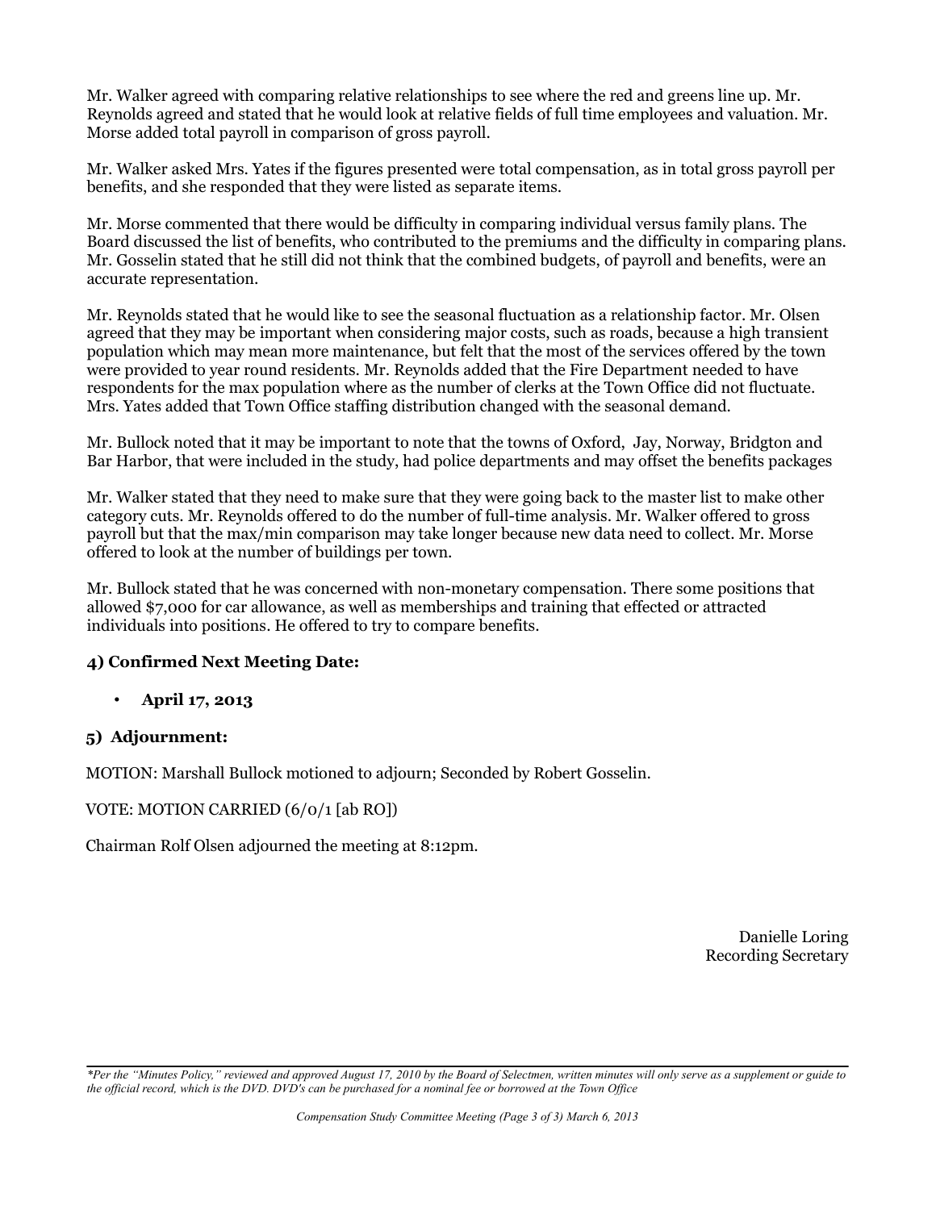Mr. Walker agreed with comparing relative relationships to see where the red and greens line up. Mr. Reynolds agreed and stated that he would look at relative fields of full time employees and valuation. Mr. Morse added total payroll in comparison of gross payroll.

Mr. Walker asked Mrs. Yates if the figures presented were total compensation, as in total gross payroll per benefits, and she responded that they were listed as separate items.

Mr. Morse commented that there would be difficulty in comparing individual versus family plans. The Board discussed the list of benefits, who contributed to the premiums and the difficulty in comparing plans. Mr. Gosselin stated that he still did not think that the combined budgets, of payroll and benefits, were an accurate representation.

Mr. Reynolds stated that he would like to see the seasonal fluctuation as a relationship factor. Mr. Olsen agreed that they may be important when considering major costs, such as roads, because a high transient population which may mean more maintenance, but felt that the most of the services offered by the town were provided to year round residents. Mr. Reynolds added that the Fire Department needed to have respondents for the max population where as the number of clerks at the Town Office did not fluctuate. Mrs. Yates added that Town Office staffing distribution changed with the seasonal demand.

Mr. Bullock noted that it may be important to note that the towns of Oxford, Jay, Norway, Bridgton and Bar Harbor, that were included in the study, had police departments and may offset the benefits packages

Mr. Walker stated that they need to make sure that they were going back to the master list to make other category cuts. Mr. Reynolds offered to do the number of full-time analysis. Mr. Walker offered to gross payroll but that the max/min comparison may take longer because new data need to collect. Mr. Morse offered to look at the number of buildings per town.

Mr. Bullock stated that he was concerned with non-monetary compensation. There some positions that allowed $7,000 for car allowance, as well as memberships and training that effected or attracted individuals into positions. He offered to try to compare benefits.

### 4) Confirmed Next Meeting Date:

- **April 17, 2013**

### 5) Adjournment:

MOTION: Marshall Bullock motioned to adjourn; Seconded by Robert Gosselin.

VOTE: MOTION CARRIED (6/0/1 [ab RO])

Chairman Rolf Olsen adjourned the meeting at 8:12pm.

Danielle Loring
Recording Secretary

*\*Per the "Minutes Policy," reviewed and approved August 17, 2010 by the Board of Selectmen, written minutes will only serve as a supplement or guide to the official record, which is the DVD. DVD's can be purchased for a nominal fee or borrowed at the Town Office*